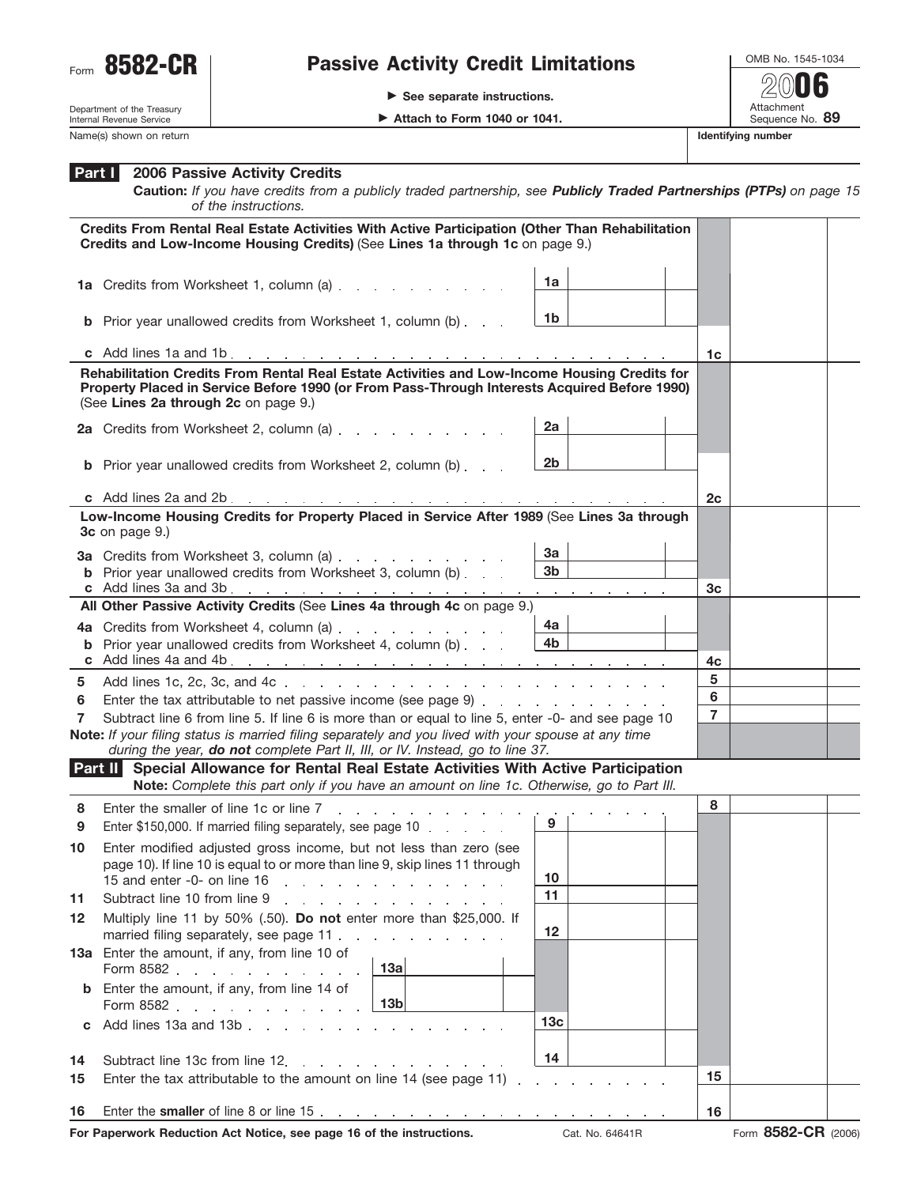Form **8582-CR**

Department of the Treasury
Internal Revenue Service

# Passive Activity Credit Limitations

▶ See separate instructions.

▶ Attach to Form 1040 or 1041.

OMB No. 1545-1034

**2006**

Attachment Sequence No. **89**

Name(s) shown on return | **Identifying number**

## Part I 2006 Passive Activity Credits

**Caution:** *If you have credits from a publicly traded partnership, see* ***Publicly Traded Partnerships (PTPs)*** *on page 15 of the instructions.*

**Credits From Rental Real Estate Activities With Active Participation (Other Than Rehabilitation Credits and Low-Income Housing Credits)** (See **Lines 1a through 1c** on page 9.)

| Line | Description | Box | | Box | |
|---|---|---|---|---|---|
| **1a** | Credits from Worksheet 1, column (a) | 1a | | | |
| **b** | Prior year unallowed credits from Worksheet 1, column (b) | 1b | | | |
| **c** | Add lines 1a and 1b | | | 1c | |

**Rehabilitation Credits From Rental Real Estate Activities and Low-Income Housing Credits for Property Placed in Service Before 1990 (or From Pass-Through Interests Acquired Before 1990)** (See **Lines 2a through 2c** on page 9.)

| Line | Description | Box | | Box | |
|---|---|---|---|---|---|
| **2a** | Credits from Worksheet 2, column (a) | 2a | | | |
| **b** | Prior year unallowed credits from Worksheet 2, column (b) | 2b | | | |
| **c** | Add lines 2a and 2b | | | 2c | |

**Low-Income Housing Credits for Property Placed in Service After 1989** (See **Lines 3a through 3c** on page 9.)

| Line | Description | Box | | Box | |
|---|---|---|---|---|---|
| **3a** | Credits from Worksheet 3, column (a) | 3a | | | |
| **b** | Prior year unallowed credits from Worksheet 3, column (b) | 3b | | | |
| **c** | Add lines 3a and 3b | | | 3c | |

**All Other Passive Activity Credits** (See **Lines 4a through 4c** on page 9.)

| Line | Description | Box | | Box | |
|---|---|---|---|---|---|
| **4a** | Credits from Worksheet 4, column (a) | 4a | | | |
| **b** | Prior year unallowed credits from Worksheet 4, column (b) | 4b | | | |
| **c** | Add lines 4a and 4b | | | 4c | |
| **5** | Add lines 1c, 2c, 3c, and 4c | | | 5 | |
| **6** | Enter the tax attributable to net passive income (see page 9) | | | 6 | |
| **7** | Subtract line 6 from line 5. If line 6 is more than or equal to line 5, enter -0- and see page 10 | | | 7 | |

**Note:** *If your filing status is married filing separately and you lived with your spouse at any time during the year,* ***do not*** *complete Part II, III, or IV. Instead, go to line 37.*

## Part II Special Allowance for Rental Real Estate Activities With Active Participation

**Note:** *Complete this part only if you have an amount on line 1c. Otherwise, go to Part III.*

| Line | Description | Box | | Box | |
|---|---|---|---|---|---|
| **8** | Enter the smaller of line 1c or line 7 | | | 8 | |
| **9** | Enter $150,000. If married filing separately, see page 10 | 9 | | | |
| **10** | Enter modified adjusted gross income, but not less than zero (see page 10). If line 10 is equal to or more than line 9, skip lines 11 through 15 and enter -0- on line 16 | 10 | | | |
| **11** | Subtract line 10 from line 9 | 11 | | | |
| **12** | Multiply line 11 by 50% (.50). **Do not** enter more than $25,000. If married filing separately, see page 11 | 12 | | | |
| **13a** | Enter the amount, if any, from line 10 of Form 8582 — 13a | | | | |
| **b** | Enter the amount, if any, from line 14 of Form 8582 — 13b | | | | |
| **c** | Add lines 13a and 13b | 13c | | | |
| **14** | Subtract line 13c from line 12 | 14 | | | |
| **15** | Enter the tax attributable to the amount on line 14 (see page 11) | | | 15 | |
| **16** | Enter the **smaller** of line 8 or line 15 | | | 16 | |

**For Paperwork Reduction Act Notice, see page 16 of the instructions.** Cat. No. 64641R Form **8582-CR** (2006)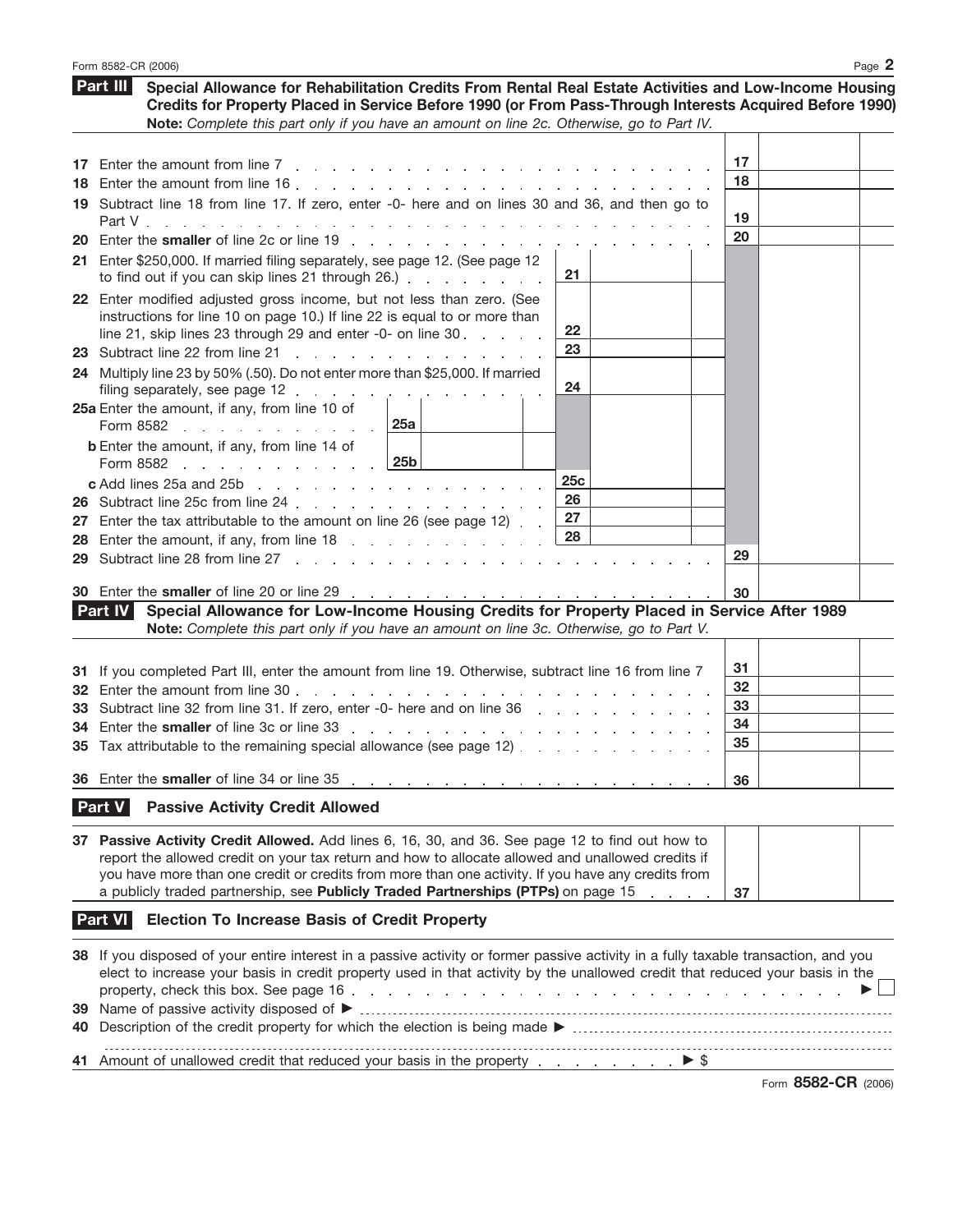## Part III Special Allowance for Rehabilitation Credits From Rental Real Estate Activities and Low-Income Housing Credits for Property Placed in Service Before 1990 (or From Pass-Through Interests Acquired Before 1990)

**Note:** *Complete this part only if you have an amount on line 2c. Otherwise, go to Part IV.*

| | | | | |
|---|---|---|---|---|
| **17** Enter the amount from line 7 | | | 17 | |
| **18** Enter the amount from line 16 | | | 18 | |
| **19** Subtract line 18 from line 17. If zero, enter -0- here and on lines 30 and 36, and then go to Part V | | | 19 | |
| **20** Enter the **smaller** of line 2c or line 19 | | | 20 | |
| **21** Enter $250,000. If married filing separately, see page 12. (See page 12 to find out if you can skip lines 21 through 26.) | | 21 | | |
| **22** Enter modified adjusted gross income, but not less than zero. (See instructions for line 10 on page 10.) If line 22 is equal to or more than line 21, skip lines 23 through 29 and enter -0- on line 30 | | 22 | | |
| **23** Subtract line 22 from line 21 | | 23 | | |
| **24** Multiply line 23 by 50% (.50). Do not enter more than $25,000. If married filing separately, see page 12 | | 24 | | |
| **25a** Enter the amount, if any, from line 10 of Form 8582 | 25a | | | |
| **b** Enter the amount, if any, from line 14 of Form 8582 | 25b | | | |
| **c** Add lines 25a and 25b | | 25c | | |
| **26** Subtract line 25c from line 24 | | 26 | | |
| **27** Enter the tax attributable to the amount on line 26 (see page 12) | | 27 | | |
| **28** Enter the amount, if any, from line 18 | | 28 | | |
| **29** Subtract line 28 from line 27 | | | 29 | |
| **30** Enter the **smaller** of line 20 or line 29 | | | 30 | |

## Part IV Special Allowance for Low-Income Housing Credits for Property Placed in Service After 1989

**Note:** *Complete this part only if you have an amount on line 3c. Otherwise, go to Part V.*

| | | |
|---|---|---|
| **31** If you completed Part III, enter the amount from line 19. Otherwise, subtract line 16 from line 7 | 31 | |
| **32** Enter the amount from line 30 | 32 | |
| **33** Subtract line 32 from line 31. If zero, enter -0- here and on line 36 | 33 | |
| **34** Enter the **smaller** of line 3c or line 33 | 34 | |
| **35** Tax attributable to the remaining special allowance (see page 12) | 35 | |
| **36** Enter the **smaller** of line 34 or line 35 | 36 | |

## Part V Passive Activity Credit Allowed

| | | |
|---|---|---|
| **37 Passive Activity Credit Allowed.** Add lines 6, 16, 30, and 36. See page 12 to find out how to report the allowed credit on your tax return and how to allocate allowed and unallowed credits if you have more than one credit or credits from more than one activity. If you have any credits from a publicly traded partnership, see **Publicly Traded Partnerships (PTPs)** on page 15 | 37 | |

## Part VI Election To Increase Basis of Credit Property

**38** If you disposed of your entire interest in a passive activity or former passive activity in a fully taxable transaction, and you elect to increase your basis in credit property used in that activity by the unallowed credit that reduced your basis in the property, check this box. See page 16 ▶ ☐

**39** Name of passive activity disposed of ▶

**40** Description of the credit property for which the election is being made ▶

**41** Amount of unallowed credit that reduced your basis in the property ▶ $

Form **8582-CR** (2006)